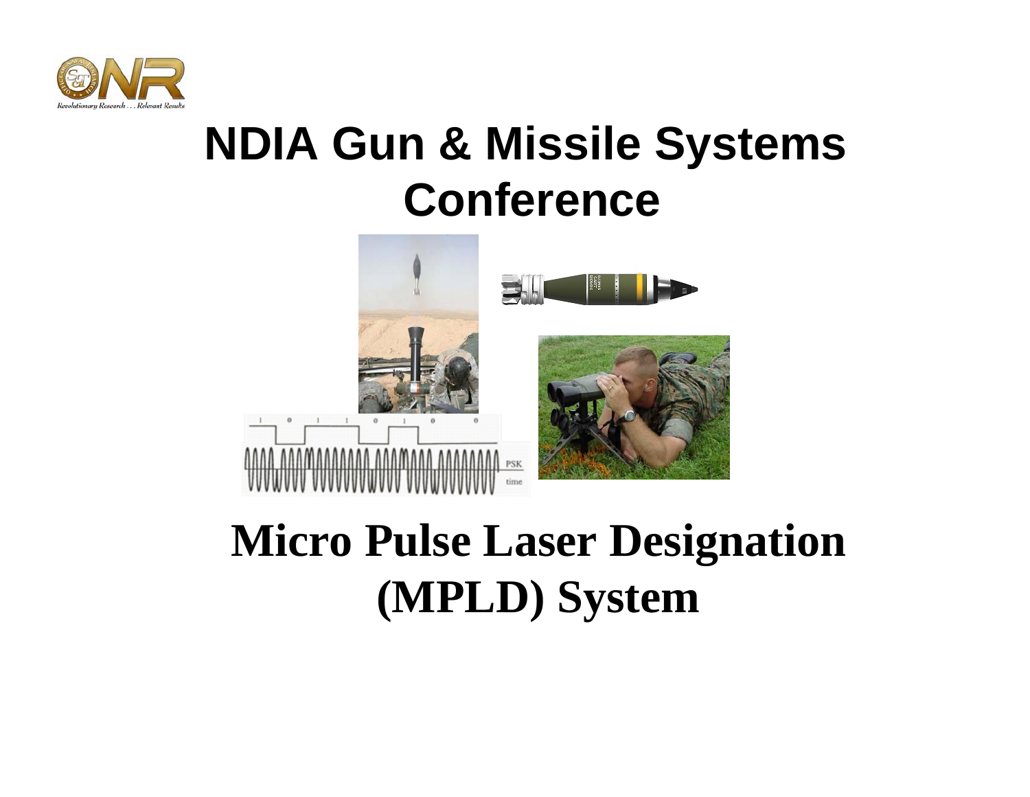# NDIA Gun & Missile Systems Conference

# Micro Pulse Laser Designation (MPLD) System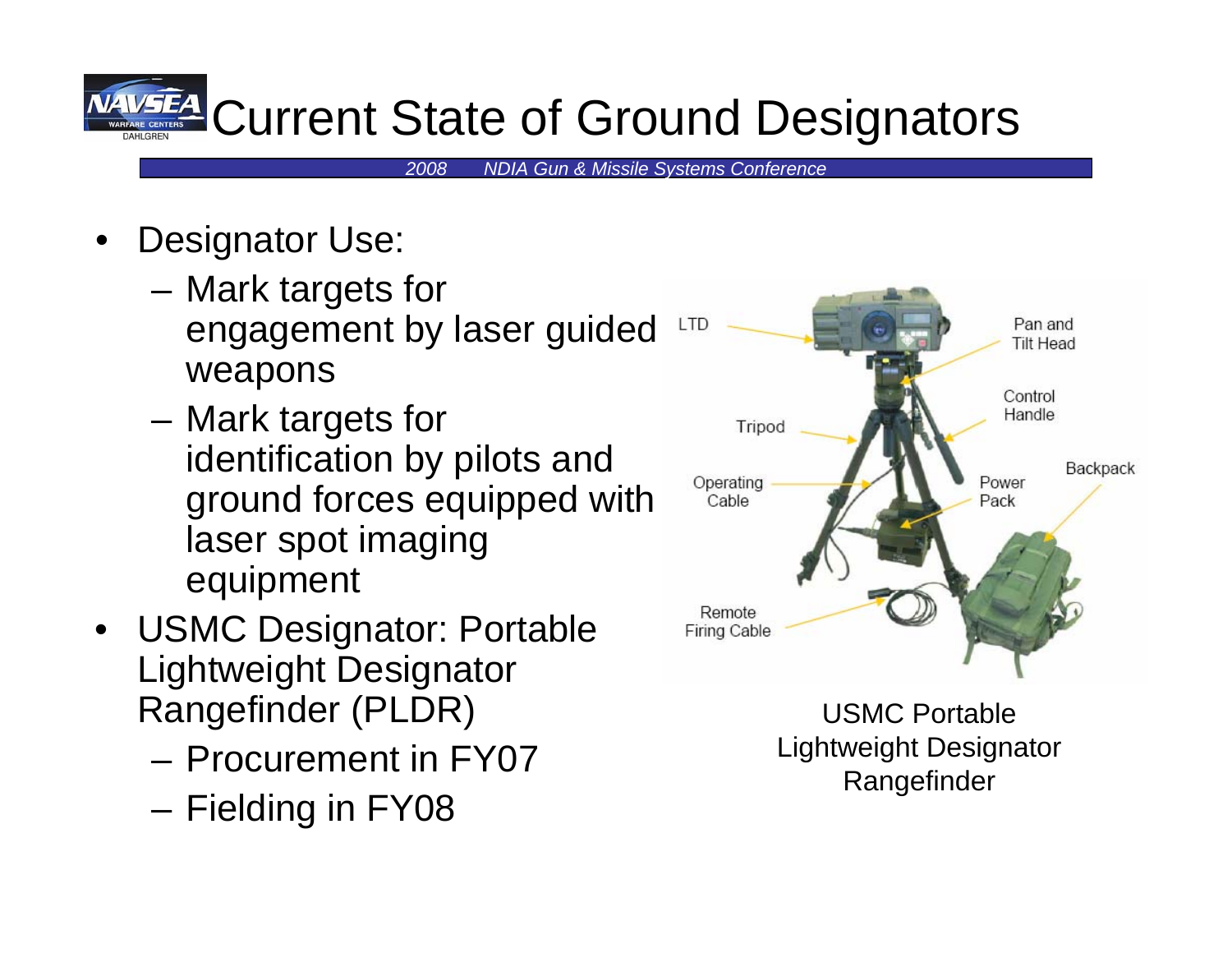# Current State of Ground Designators

- Designator Use:
  - Mark targets for engagement by laser guided weapons
  - Mark targets for identification by pilots and ground forces equipped with laser spot imaging equipment
- USMC Designator: Portable Lightweight Designator Rangefinder (PLDR)
  - Procurement in FY07
  - Fielding in FY08

USMC Portable Lightweight Designator Rangefinder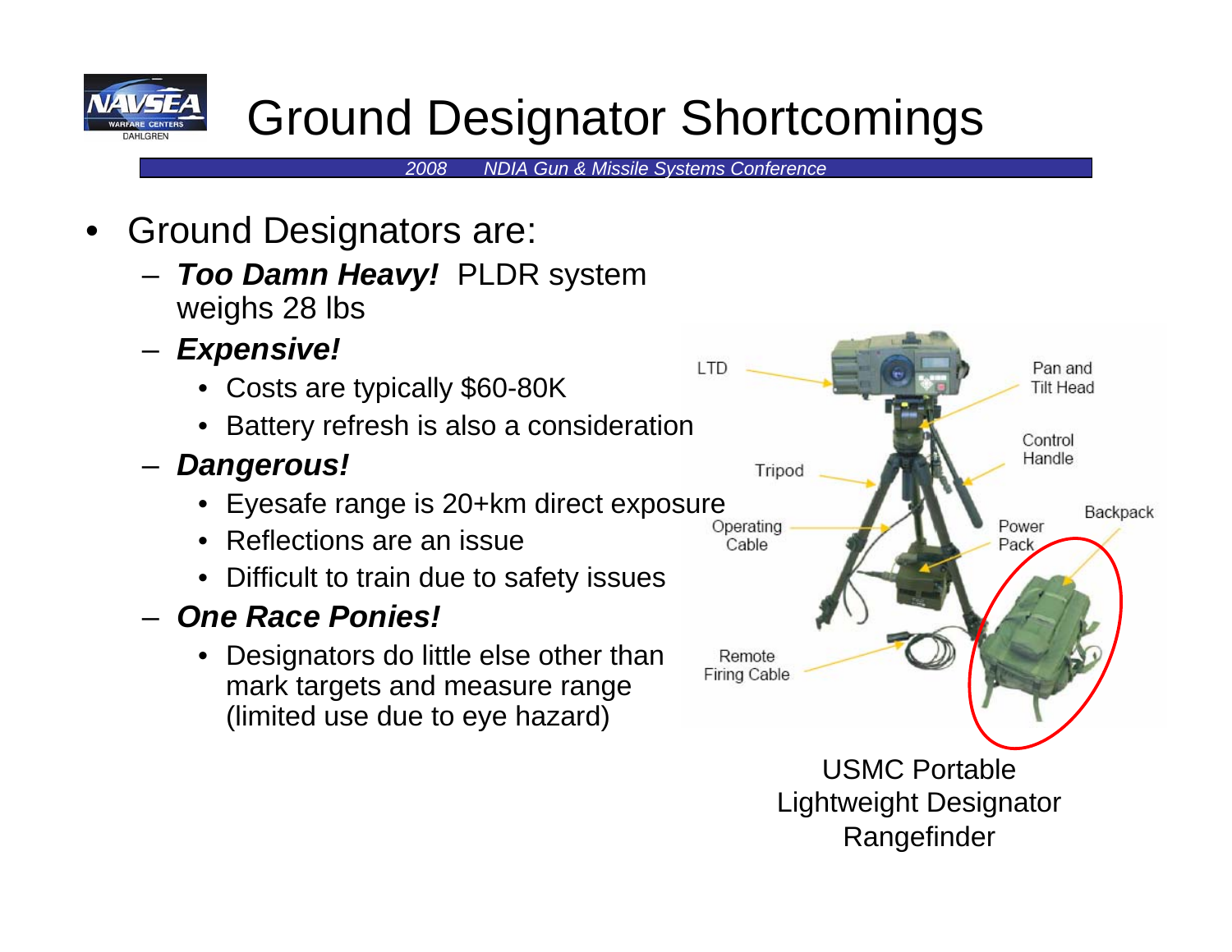# Ground Designator Shortcomings

- Ground Designators are:
  - ***Too Damn Heavy!*** PLDR system weighs 28 lbs
  - ***Expensive!***
    - Costs are typically $60-80K
    - Battery refresh is also a consideration
  - ***Dangerous!***
    - Eyesafe range is 20+km direct exposure
    - Reflections are an issue
    - Difficult to train due to safety issues
  - ***One Race Ponies!***
    - Designators do little else other than mark targets and measure range (limited use due to eye hazard)

LTD, Pan and Tilt Head, Control Handle, Tripod, Operating Cable, Power Pack, Backpack, Remote Firing Cable

USMC Portable Lightweight Designator Rangefinder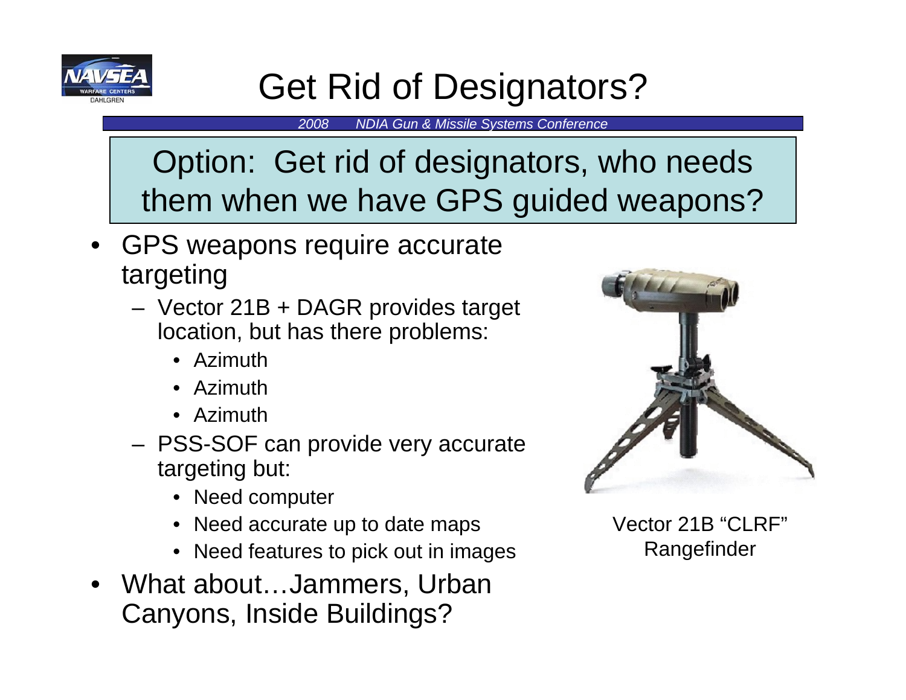# Get Rid of Designators?

Option: Get rid of designators, who needs them when we have GPS guided weapons?

- GPS weapons require accurate targeting
  - Vector 21B + DAGR provides target location, but has there problems:
    - Azimuth
    - Azimuth
    - Azimuth
  - PSS-SOF can provide very accurate targeting but:
    - Need computer
    - Need accurate up to date maps
    - Need features to pick out in images
- What about…Jammers, Urban Canyons, Inside Buildings?

Vector 21B "CLRF" Rangefinder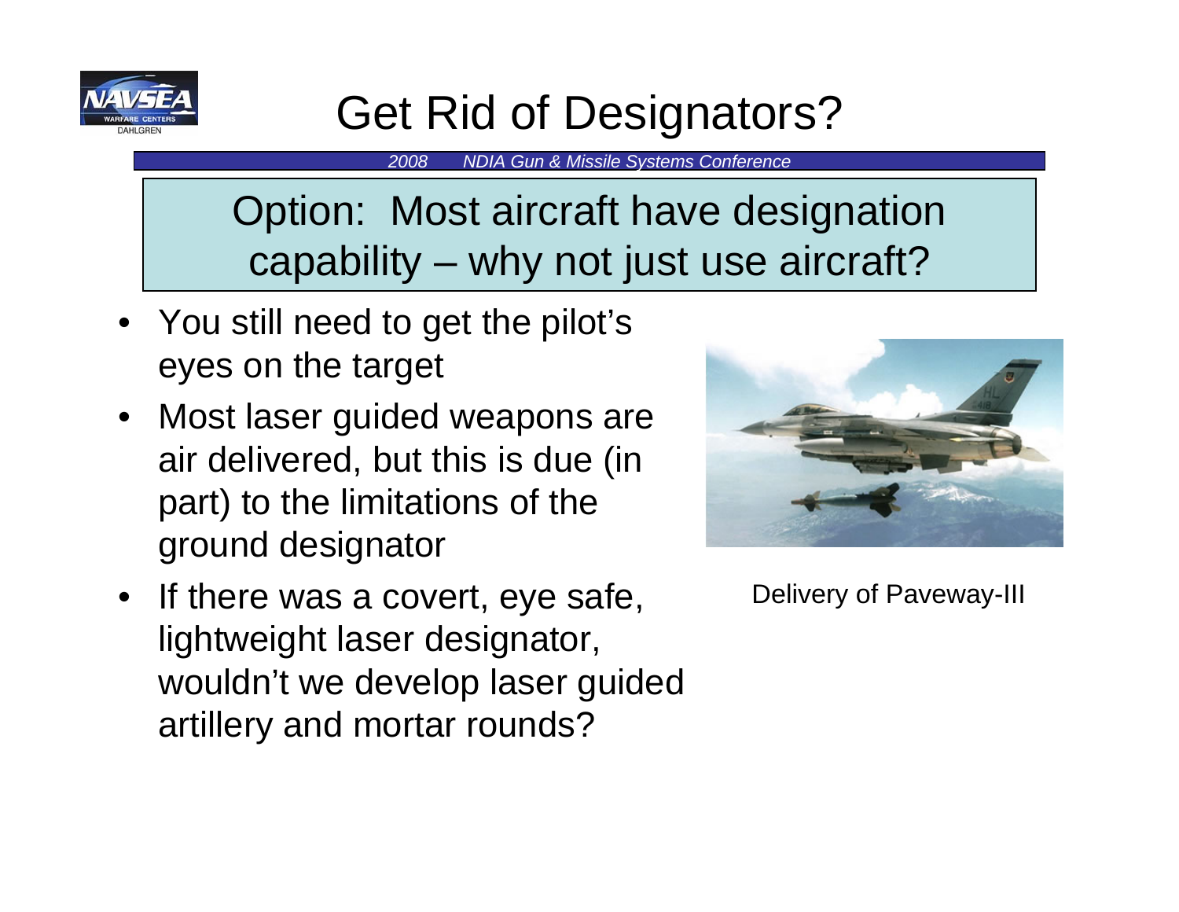# Get Rid of Designators?

**Option: Most aircraft have designation capability – why not just use aircraft?**

- You still need to get the pilot's eyes on the target
- Most laser guided weapons are air delivered, but this is due (in part) to the limitations of the ground designator
- If there was a covert, eye safe, lightweight laser designator, wouldn't we develop laser guided artillery and mortar rounds?

Delivery of Paveway-III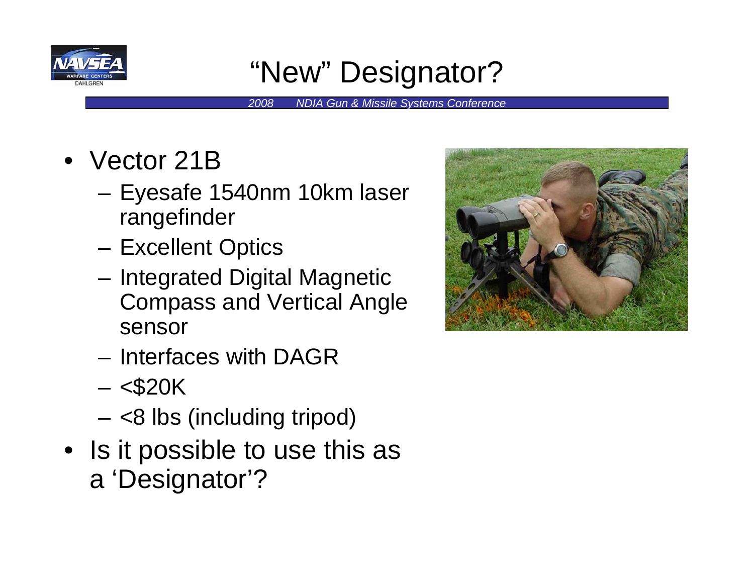# "New" Designator?

- Vector 21B
  - Eyesafe 1540nm 10km laser rangefinder
  - Excellent Optics
  - Integrated Digital Magnetic Compass and Vertical Angle sensor
  - Interfaces with DAGR
  - <$20K
  - <8 lbs (including tripod)
- Is it possible to use this as a 'Designator'?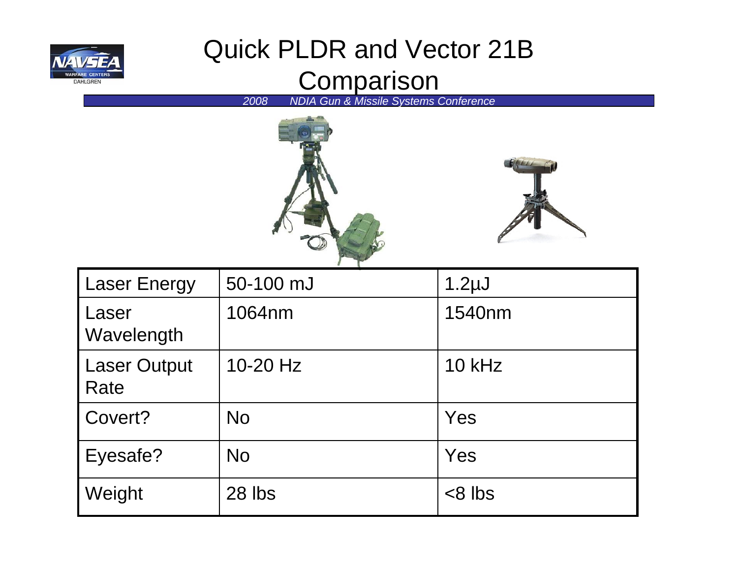# Quick PLDR and Vector 21B Comparison

| Laser Energy | 50-100 mJ | 1.2µJ |
|---|---|---|
| Laser Wavelength | 1064nm | 1540nm |
| Laser Output Rate | 10-20 Hz | 10 kHz |
| Covert? | No | Yes |
| Eyesafe? | No | Yes |
| Weight | 28 lbs | <8 lbs |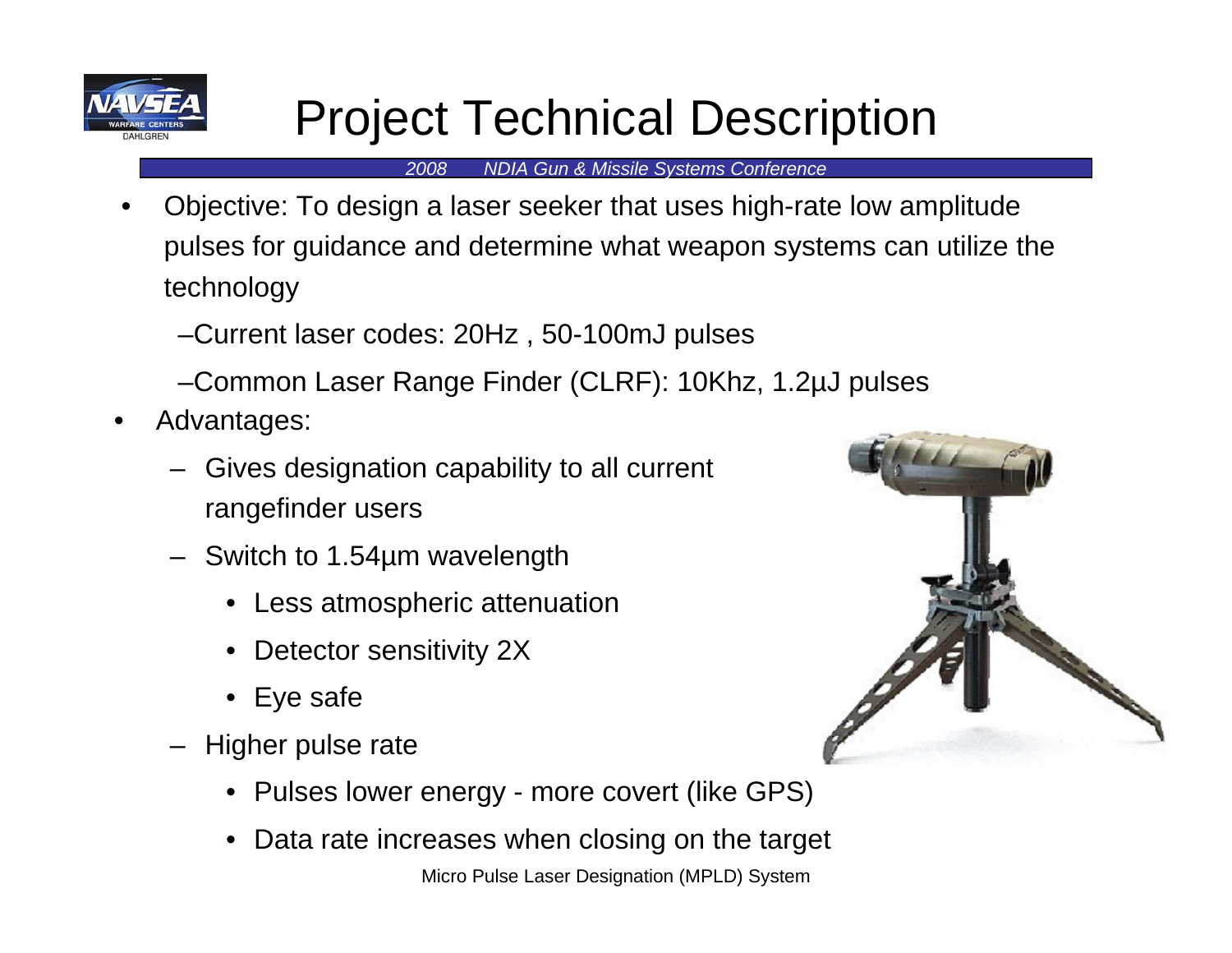# Project Technical Description

- Objective: To design a laser seeker that uses high-rate low amplitude pulses for guidance and determine what weapon systems can utilize the technology
  - –Current laser codes: 20Hz , 50-100mJ pulses
  - –Common Laser Range Finder (CLRF): 10Khz, 1.2µJ pulses
- Advantages:
  - Gives designation capability to all current rangefinder users
  - Switch to 1.54µm wavelength
    - Less atmospheric attenuation
    - Detector sensitivity 2X
    - Eye safe
  - Higher pulse rate
    - Pulses lower energy - more covert (like GPS)
    - Data rate increases when closing on the target

Micro Pulse Laser Designation (MPLD) System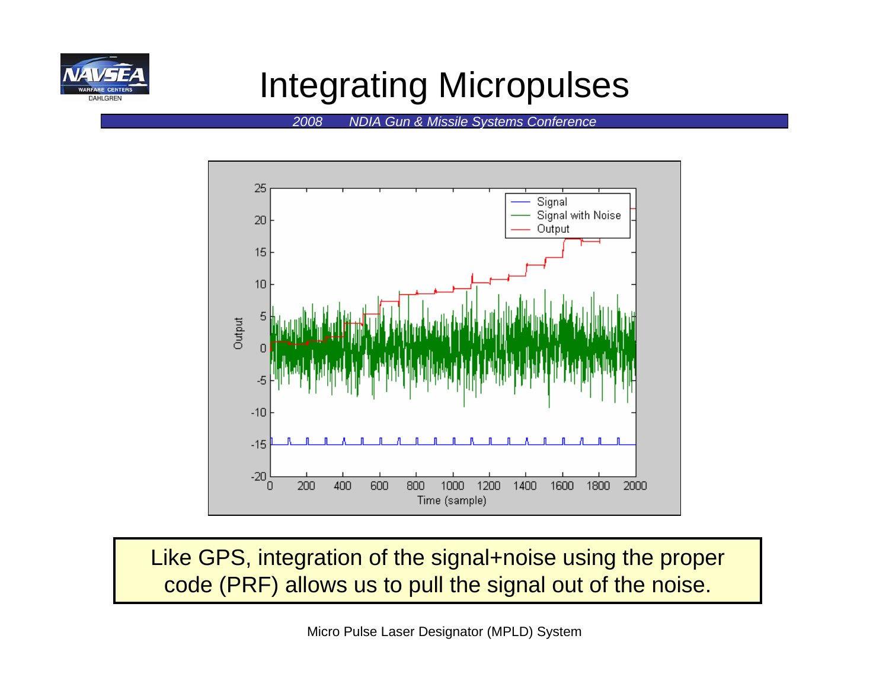# Integrating Micropulses

Like GPS, integration of the signal+noise using the proper code (PRF) allows us to pull the signal out of the noise.

Micro Pulse Laser Designator (MPLD) System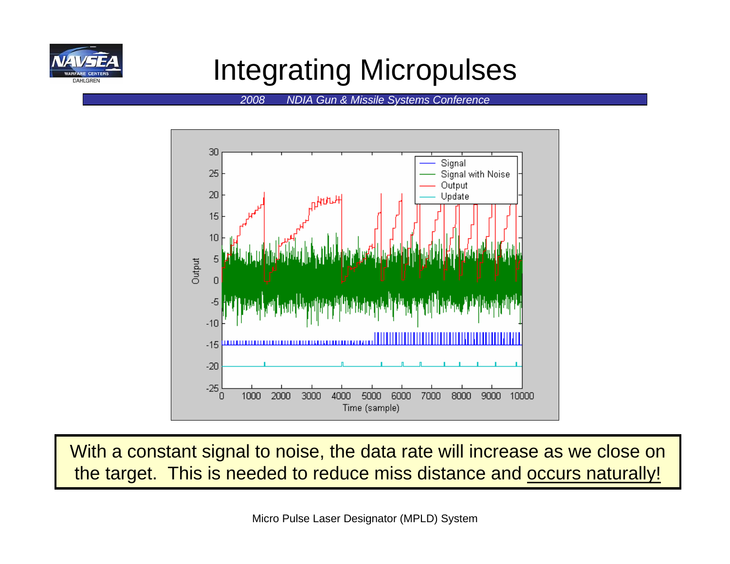# Integrating Micropulses

With a constant signal to noise, the data rate will increase as we close on the target. This is needed to reduce miss distance and occurs naturally!

Micro Pulse Laser Designator (MPLD) System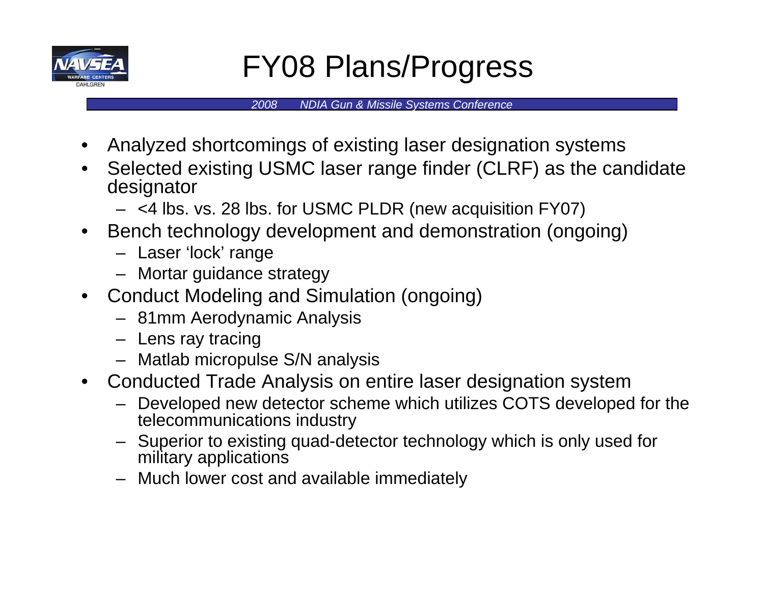# FY08 Plans/Progress

- Analyzed shortcomings of existing laser designation systems
- Selected existing USMC laser range finder (CLRF) as the candidate designator
  - <4 lbs. vs. 28 lbs. for USMC PLDR (new acquisition FY07)
- Bench technology development and demonstration (ongoing)
  - Laser 'lock' range
  - Mortar guidance strategy
- Conduct Modeling and Simulation (ongoing)
  - 81mm Aerodynamic Analysis
  - Lens ray tracing
  - Matlab micropulse S/N analysis
- Conducted Trade Analysis on entire laser designation system
  - Developed new detector scheme which utilizes COTS developed for the telecommunications industry
  - Superior to existing quad-detector technology which is only used for military applications
  - Much lower cost and available immediately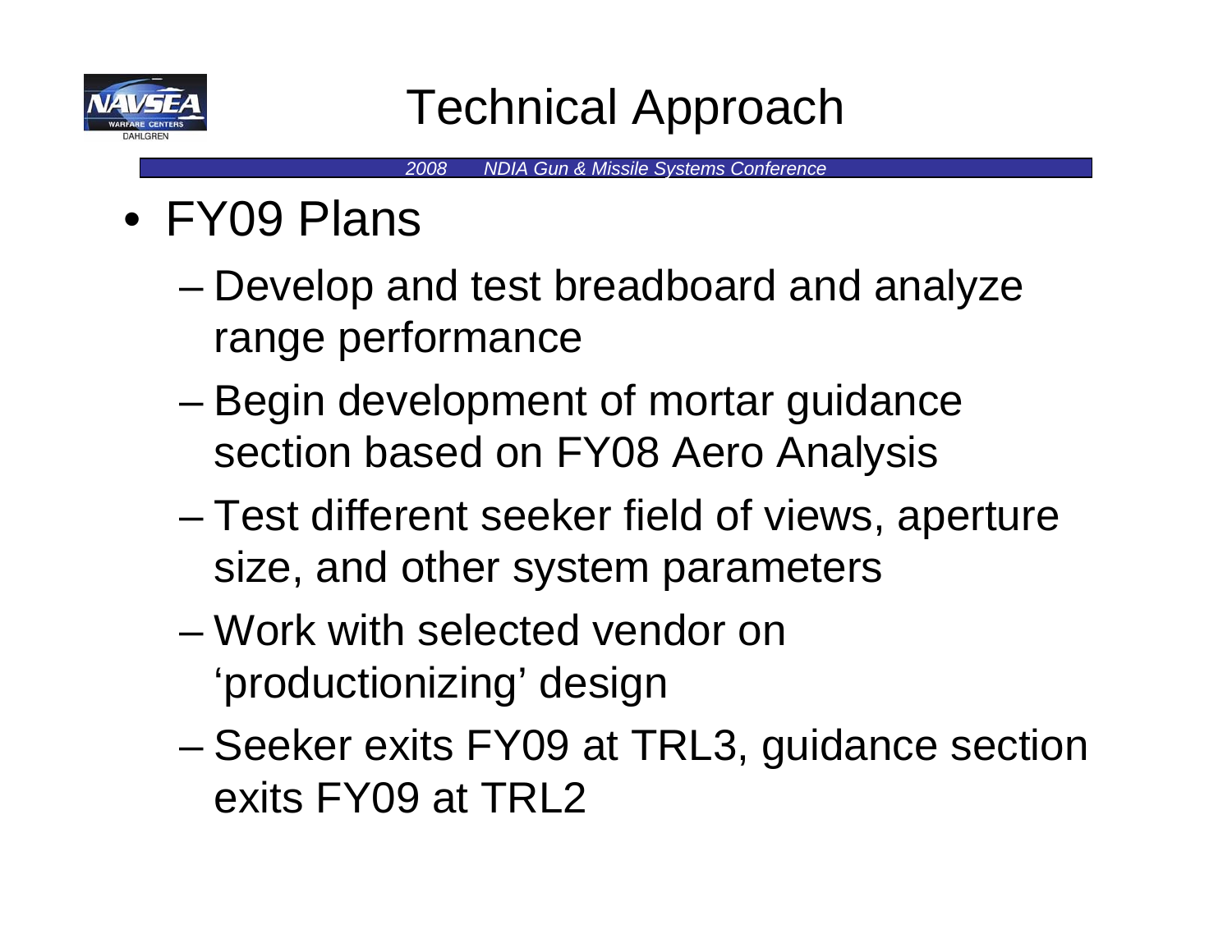# Technical Approach

- FY09 Plans
  - Develop and test breadboard and analyze range performance
  - Begin development of mortar guidance section based on FY08 Aero Analysis
  - Test different seeker field of views, aperture size, and other system parameters
  - Work with selected vendor on 'productionizing' design
  - Seeker exits FY09 at TRL3, guidance section exits FY09 at TRL2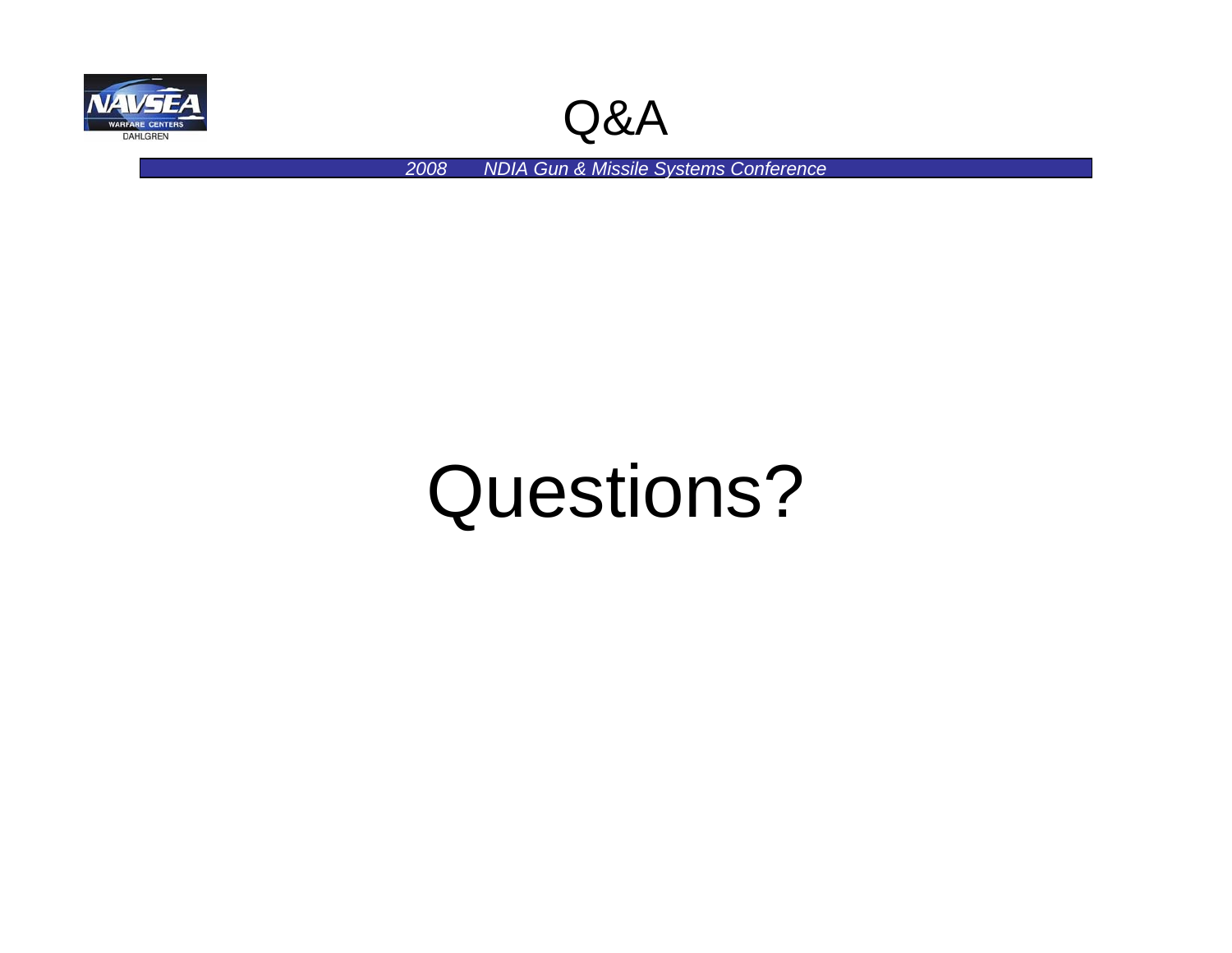# Q&A

# Questions?